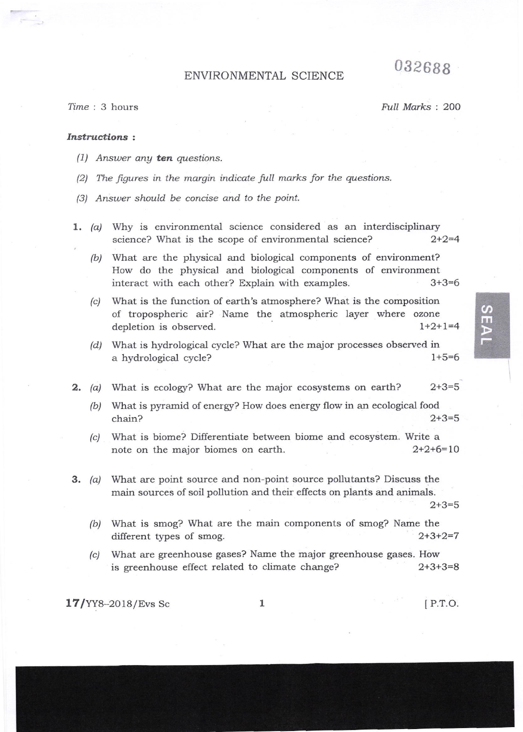032688

# ENVIRONMENTAL SCIENCE

*Time* : 3 hours *Full Marks* : 200

***Instructions* :**

*(1) Answer any **ten** questions.*

*(2) The figures in the margin indicate full marks for the questions.*

*(3) Answer should be concise and to the point.*

**1.** *(a)* Why is environmental science considered as an interdisciplinary science? What is the scope of environmental science? 2+2=4

*(b)* What are the physical and biological components of environment? How do the physical and biological components of environment interact with each other? Explain with examples. 3+3=6

*(c)* What is the function of earth's atmosphere? What is the composition of tropospheric air? Name the atmospheric layer where ozone depletion is observed. 1+2+1=4

*(d)* What is hydrological cycle? What are the major processes observed in a hydrological cycle? 1+5=6

**2.** *(a)* What is ecology? What are the major ecosystems on earth? 2+3=5

*(b)* What is pyramid of energy? How does energy flow in an ecological food chain? 2+3=5

*(c)* What is biome? Differentiate between biome and ecosystem. Write a note on the major biomes on earth. 2+2+6=10

**3.** *(a)* What are point source and non-point source pollutants? Discuss the main sources of soil pollution and their effects on plants and animals. 2+3=5

*(b)* What is smog? What are the main components of smog? Name the different types of smog. 2+3+2=7

*(c)* What are greenhouse gases? Name the major greenhouse gases. How is greenhouse effect related to climate change? 2+3+3=8

17/YY8–2018/Evs Sc [ P.T.O.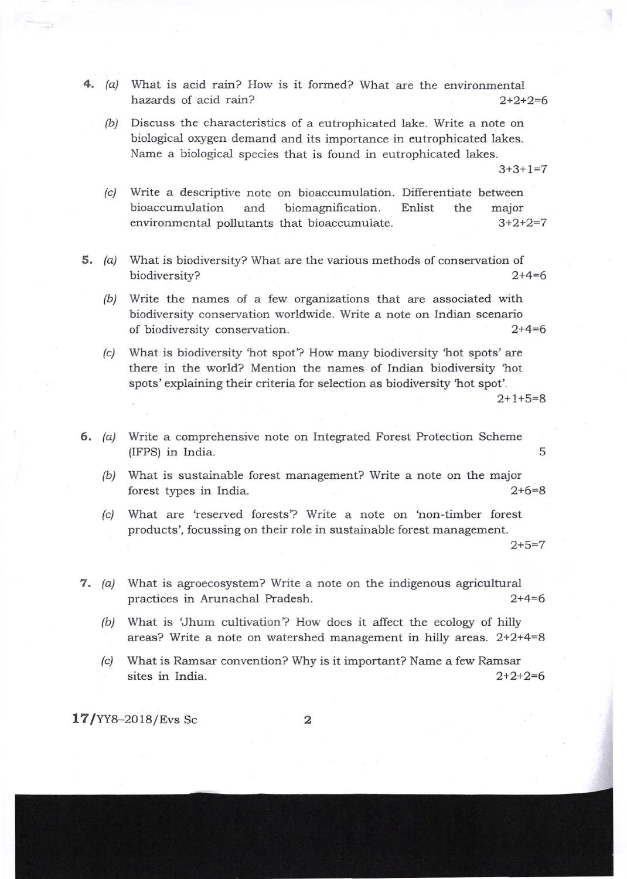4. (a) What is acid rain? How is it formed? What are the environmental hazards of acid rain? 2+2+2=6

   (b) Discuss the characteristics of a eutrophicated lake. Write a note on biological oxygen demand and its importance in eutrophicated lakes. Name a biological species that is found in eutrophicated lakes. 3+3+1=7

   (c) Write a descriptive note on bioaccumulation. Differentiate between bioaccumulation and biomagnification. Enlist the major environmental pollutants that bioaccumulate. 3+2+2=7

5. (a) What is biodiversity? What are the various methods of conservation of biodiversity? 2+4=6

   (b) Write the names of a few organizations that are associated with biodiversity conservation worldwide. Write a note on Indian scenario of biodiversity conservation. 2+4=6

   (c) What is biodiversity 'hot spot'? How many biodiversity 'hot spots' are there in the world? Mention the names of Indian biodiversity 'hot spots' explaining their criteria for selection as biodiversity 'hot spot'. 2+1+5=8

6. (a) Write a comprehensive note on Integrated Forest Protection Scheme (IFPS) in India. 5

   (b) What is sustainable forest management? Write a note on the major forest types in India. 2+6=8

   (c) What are 'reserved forests'? Write a note on 'non-timber forest products', focussing on their role in sustainable forest management. 2+5=7

7. (a) What is agroecosystem? Write a note on the indigenous agricultural practices in Arunachal Pradesh. 2+4=6

   (b) What is 'Jhum cultivation'? How does it affect the ecology of hilly areas? Write a note on watershed management in hilly areas. 2+2+4=8

   (c) What is Ramsar convention? Why is it important? Name a few Ramsar sites in India. 2+2+2=6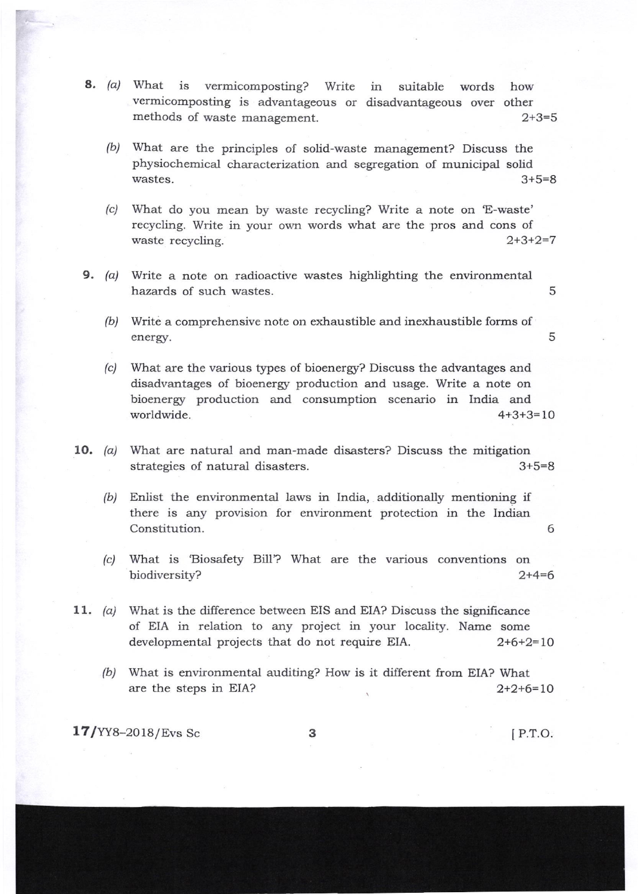8. (a) What is vermicomposting? Write in suitable words how vermicomposting is advantageous or disadvantageous over other methods of waste management. 2+3=5

   (b) What are the principles of solid-waste management? Discuss the physiochemical characterization and segregation of municipal solid wastes. 3+5=8

   (c) What do you mean by waste recycling? Write a note on 'E-waste' recycling. Write in your own words what are the pros and cons of waste recycling. 2+3+2=7

9. (a) Write a note on radioactive wastes highlighting the environmental hazards of such wastes. 5

   (b) Write a comprehensive note on exhaustible and inexhaustible forms of energy. 5

   (c) What are the various types of bioenergy? Discuss the advantages and disadvantages of bioenergy production and usage. Write a note on bioenergy production and consumption scenario in India and worldwide. 4+3+3=10

10. (a) What are natural and man-made disasters? Discuss the mitigation strategies of natural disasters. 3+5=8

    (b) Enlist the environmental laws in India, additionally mentioning if there is any provision for environment protection in the Indian Constitution. 6

    (c) What is 'Biosafety Bill'? What are the various conventions on biodiversity? 2+4=6

11. (a) What is the difference between EIS and EIA? Discuss the significance of EIA in relation to any project in your locality. Name some developmental projects that do not require EIA. 2+6+2=10

    (b) What is environmental auditing? How is it different from EIA? What are the steps in EIA? 2+2+6=10

17/YY8–2018/Evs Sc [ P.T.O.